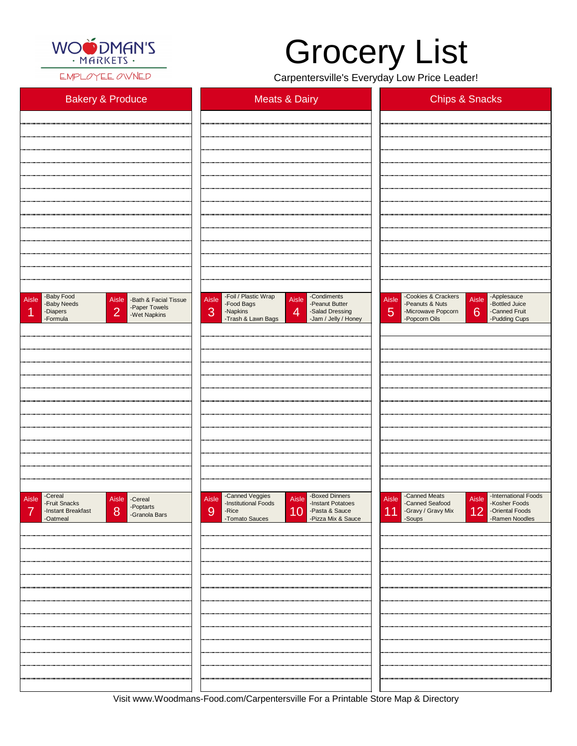WOODMAN'S · MARKETS ·
EMPLOYEE OWNED

# Grocery List

Carpentersville's Everyday Low Price Leader!

| Bakery & Produce | Meats & Dairy | Chips & Snacks |
|---|---|---|

| Aisle | Items |
|---|---|
| Aisle 1 | -Baby Food<br>-Baby Needs<br>-Diapers<br>-Formula |
| Aisle 2 | -Bath & Facial Tissue<br>-Paper Towels<br>-Wet Napkins |
| Aisle 3 | -Foil / Plastic Wrap<br>-Food Bags<br>-Napkins<br>-Trash & Lawn Bags |
| Aisle 4 | -Condiments<br>-Peanut Butter<br>-Salad Dressing<br>-Jam / Jelly / Honey |
| Aisle 5 | -Cookies & Crackers<br>-Peanuts & Nuts<br>-Microwave Popcorn<br>-Popcorn Oils |
| Aisle 6 | -Applesauce<br>-Bottled Juice<br>-Canned Fruit<br>-Pudding Cups |
| Aisle 7 | -Cereal<br>-Fruit Snacks<br>-Instant Breakfast<br>-Oatmeal |
| Aisle 8 | -Cereal<br>-Poptarts<br>-Granola Bars |
| Aisle 9 | -Canned Veggies<br>-Institutional Foods<br>-Rice<br>-Tomato Sauces |
| Aisle 10 | -Boxed Dinners<br>-Instant Potatoes<br>-Pasta & Sauce<br>-Pizza Mix & Sauce |
| Aisle 11 | -Canned Meats<br>-Canned Seafood<br>-Gravy / Gravy Mix<br>-Soups |
| Aisle 12 | -International Foods<br>-Kosher Foods<br>-Oriental Foods<br>-Ramen Noodles |

Visit www.Woodmans-Food.com/Carpentersville For a Printable Store Map & Directory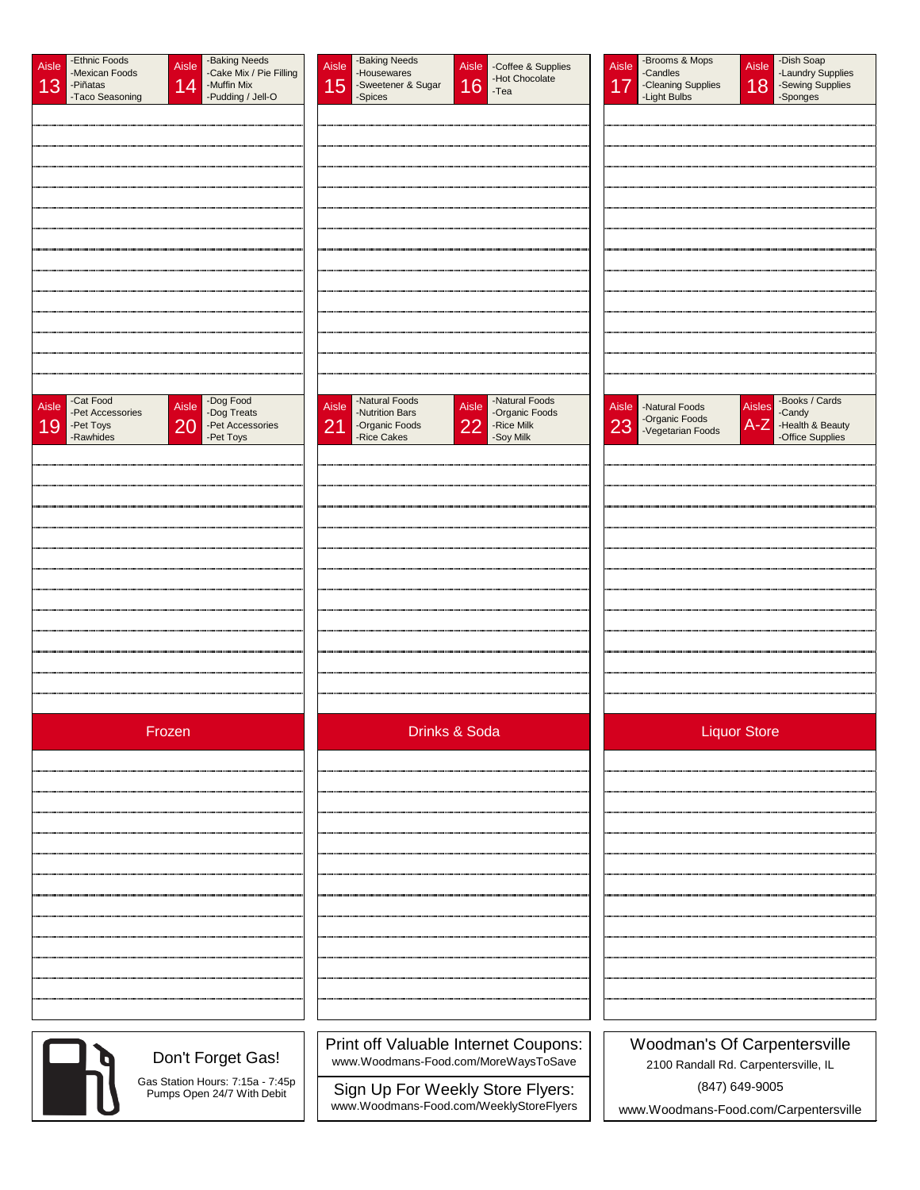**Aisle 13**
- Ethnic Foods
- Mexican Foods
- Piñatas
- Taco Seasoning

**Aisle 14**
- Baking Needs
- Cake Mix / Pie Filling
- Muffin Mix
- Pudding / Jell-O

**Aisle 15**
- Baking Needs
- Housewares
- Sweetener & Sugar
- Spices

**Aisle 16**
- Coffee & Supplies
- Hot Chocolate
- Tea

**Aisle 17**
- Brooms & Mops
- Candles
- Cleaning Supplies
- Light Bulbs

**Aisle 18**
- Dish Soap
- Laundry Supplies
- Sewing Supplies
- Sponges

**Aisle 19**
- Cat Food
- Pet Accessories
- Pet Toys
- Rawhides

**Aisle 20**
- Dog Food
- Dog Treats
- Pet Accessories
- Pet Toys

**Aisle 21**
- Natural Foods
- Nutrition Bars
- Organic Foods
- Rice Cakes

**Aisle 22**
- Natural Foods
- Organic Foods
- Rice Milk
- Soy Milk

**Aisle 23**
- Natural Foods
- Organic Foods
- Vegetarian Foods

**Aisles A-Z**
- Books / Cards
- Candy
- Health & Beauty
- Office Supplies

## Frozen

## Drinks & Soda

## Liquor Store

**Don't Forget Gas!**

Gas Station Hours: 7:15a - 7:45p
Pumps Open 24/7 With Debit

**Print off Valuable Internet Coupons:**
www.Woodmans-Food.com/MoreWaysToSave

**Sign Up For Weekly Store Flyers:**
www.Woodmans-Food.com/WeeklyStoreFlyers

**Woodman's Of Carpentersville**
2100 Randall Rd. Carpentersville, IL
(847) 649-9005
www.Woodmans-Food.com/Carpentersville